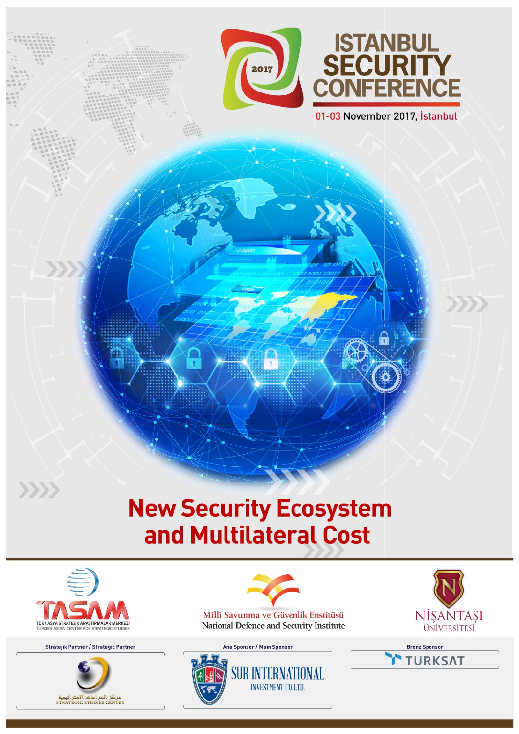# ISTANBUL SECURITY CONFERENCE

2017

01-03 November 2017, İstanbul

# New Security Ecosystem and Multilateral Cost

TASAM
TÜRK ASYA STRATEJİK ARAŞTIRMALAR MERKEZİ
TURKISH ASIAN CENTER FOR STRATEGIC STUDIES

Millî Savunma ve Güvenlik Enstitüsü
National Defence and Security Institute

NİŞANTAŞI ÜNİVERSİTESİ

Stratejik Partner / Strategic Partner

مركز الدراسات الاستراتيجية
STRATEGIC STUDIES CENTER

Ana Sponsor / Main Sponsor

SUR INTERNATIONAL INVESTMENT CO. LTD.

Bronz Sponsor

TÜRKSAT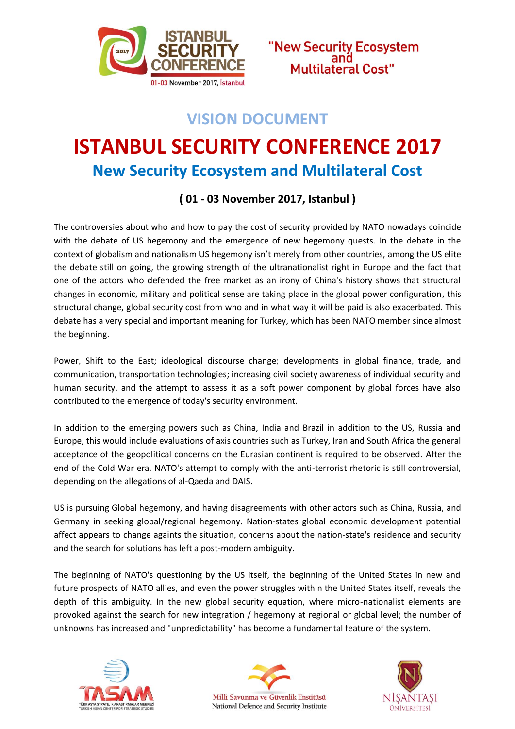# VISION DOCUMENT

# ISTANBUL SECURITY CONFERENCE 2017

## New Security Ecosystem and Multilateral Cost

### ( 01 - 03 November 2017, Istanbul )

The controversies about who and how to pay the cost of security provided by NATO nowadays coincide with the debate of US hegemony and the emergence of new hegemony quests. In the debate in the context of globalism and nationalism US hegemony isn't merely from other countries, among the US elite the debate still on going, the growing strength of the ultranationalist right in Europe and the fact that one of the actors who defended the free market as an irony of China's history shows that structural changes in economic, military and political sense are taking place in the global power configuration, this structural change, global security cost from who and in what way it will be paid is also exacerbated. This debate has a very special and important meaning for Turkey, which has been NATO member since almost the beginning.

Power, Shift to the East; ideological discourse change; developments in global finance, trade, and communication, transportation technologies; increasing civil society awareness of individual security and human security, and the attempt to assess it as a soft power component by global forces have also contributed to the emergence of today's security environment.

In addition to the emerging powers such as China, India and Brazil in addition to the US, Russia and Europe, this would include evaluations of axis countries such as Turkey, Iran and South Africa the general acceptance of the geopolitical concerns on the Eurasian continent is required to be observed. After the end of the Cold War era, NATO's attempt to comply with the anti-terrorist rhetoric is still controversial, depending on the allegations of al-Qaeda and DAIS.

US is pursuing Global hegemony, and having disagreements with other actors such as China, Russia, and Germany in seeking global/regional hegemony. Nation-states global economic development potential affect appears to change againts the situation, concerns about the nation-state's residence and security and the search for solutions has left a post-modern ambiguity.

The beginning of NATO's questioning by the US itself, the beginning of the United States in new and future prospects of NATO allies, and even the power struggles within the United States itself, reveals the depth of this ambiguity. In the new global security equation, where micro-nationalist elements are provoked against the search for new integration / hegemony at regional or global level; the number of unknowns has increased and "unpredictability" has become a fundamental feature of the system.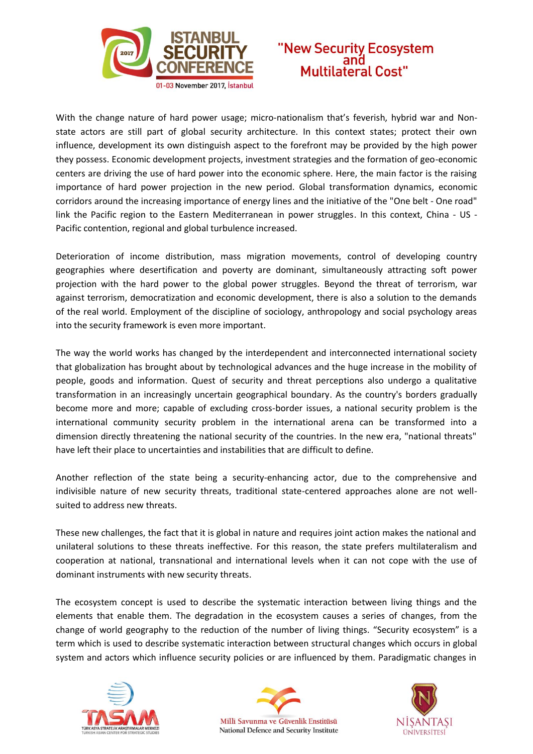With the change nature of hard power usage; micro-nationalism that's feverish, hybrid war and Non-state actors are still part of global security architecture. In this context states; protect their own influence, development its own distinguish aspect to the forefront may be provided by the high power they possess. Economic development projects, investment strategies and the formation of geo-economic centers are driving the use of hard power into the economic sphere. Here, the main factor is the raising importance of hard power projection in the new period. Global transformation dynamics, economic corridors around the increasing importance of energy lines and the initiative of the "One belt - One road" link the Pacific region to the Eastern Mediterranean in power struggles. In this context, China - US - Pacific contention, regional and global turbulence increased.

Deterioration of income distribution, mass migration movements, control of developing country geographies where desertification and poverty are dominant, simultaneously attracting soft power projection with the hard power to the global power struggles. Beyond the threat of terrorism, war against terrorism, democratization and economic development, there is also a solution to the demands of the real world. Employment of the discipline of sociology, anthropology and social psychology areas into the security framework is even more important.

The way the world works has changed by the interdependent and interconnected international society that globalization has brought about by technological advances and the huge increase in the mobility of people, goods and information. Quest of security and threat perceptions also undergo a qualitative transformation in an increasingly uncertain geographical boundary. As the country's borders gradually become more and more; capable of excluding cross-border issues, a national security problem is the international community security problem in the international arena can be transformed into a dimension directly threatening the national security of the countries. In the new era, "national threats" have left their place to uncertainties and instabilities that are difficult to define.

Another reflection of the state being a security-enhancing actor, due to the comprehensive and indivisible nature of new security threats, traditional state-centered approaches alone are not well-suited to address new threats.

These new challenges, the fact that it is global in nature and requires joint action makes the national and unilateral solutions to these threats ineffective. For this reason, the state prefers multilateralism and cooperation at national, transnational and international levels when it can not cope with the use of dominant instruments with new security threats.

The ecosystem concept is used to describe the systematic interaction between living things and the elements that enable them. The degradation in the ecosystem causes a series of changes, from the change of world geography to the reduction of the number of living things. "Security ecosystem" is a term which is used to describe systematic interaction between structural changes which occurs in global system and actors which influence security policies or are influenced by them. Paradigmatic changes in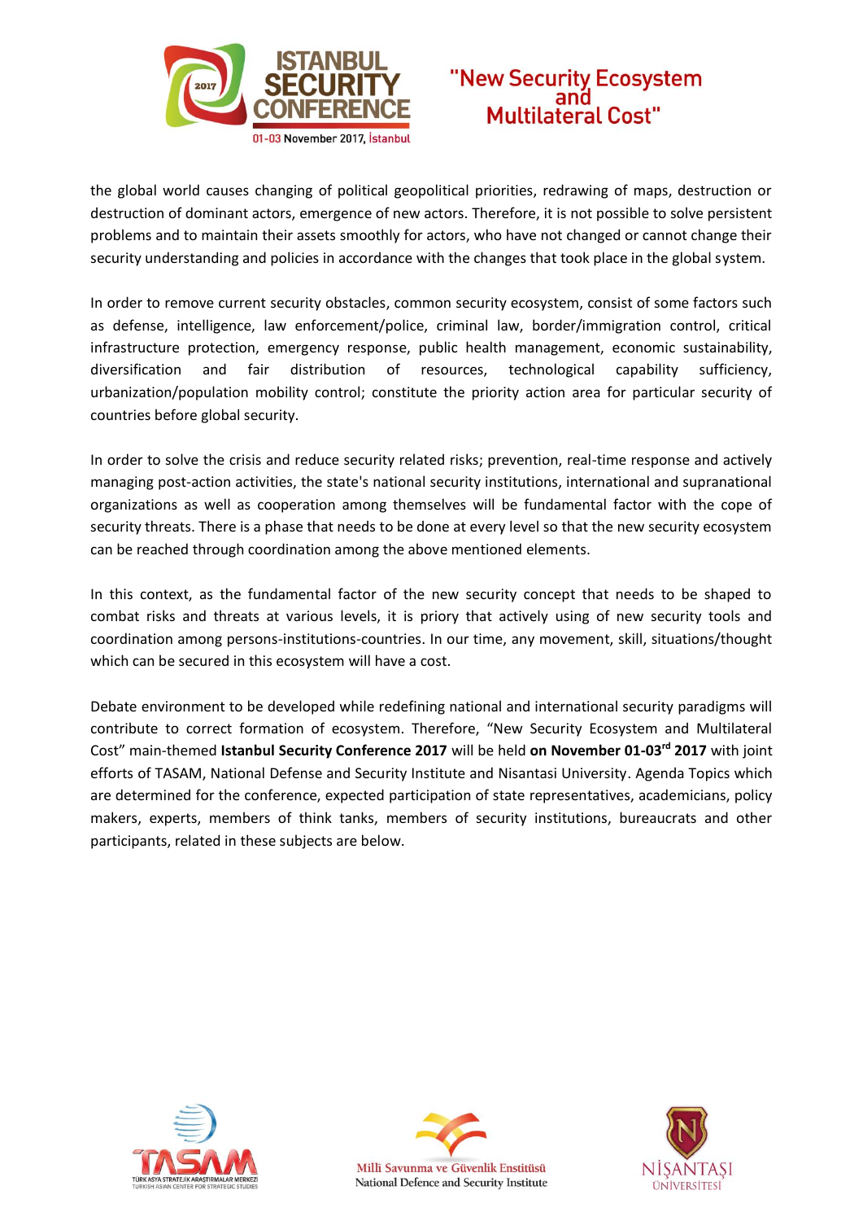the global world causes changing of political geopolitical priorities, redrawing of maps, destruction or destruction of dominant actors, emergence of new actors. Therefore, it is not possible to solve persistent problems and to maintain their assets smoothly for actors, who have not changed or cannot change their security understanding and policies in accordance with the changes that took place in the global system.

In order to remove current security obstacles, common security ecosystem, consist of some factors such as defense, intelligence, law enforcement/police, criminal law, border/immigration control, critical infrastructure protection, emergency response, public health management, economic sustainability, diversification and fair distribution of resources, technological capability sufficiency, urbanization/population mobility control; constitute the priority action area for particular security of countries before global security.

In order to solve the crisis and reduce security related risks; prevention, real-time response and actively managing post-action activities, the state's national security institutions, international and supranational organizations as well as cooperation among themselves will be fundamental factor with the cope of security threats. There is a phase that needs to be done at every level so that the new security ecosystem can be reached through coordination among the above mentioned elements.

In this context, as the fundamental factor of the new security concept that needs to be shaped to combat risks and threats at various levels, it is priory that actively using of new security tools and coordination among persons-institutions-countries. In our time, any movement, skill, situations/thought which can be secured in this ecosystem will have a cost.

Debate environment to be developed while redefining national and international security paradigms will contribute to correct formation of ecosystem. Therefore, "New Security Ecosystem and Multilateral Cost" main-themed **Istanbul Security Conference 2017** will be held **on November 01-03rd 2017** with joint efforts of TASAM, National Defense and Security Institute and Nisantasi University. Agenda Topics which are determined for the conference, expected participation of state representatives, academicians, policy makers, experts, members of think tanks, members of security institutions, bureaucrats and other participants, related in these subjects are below.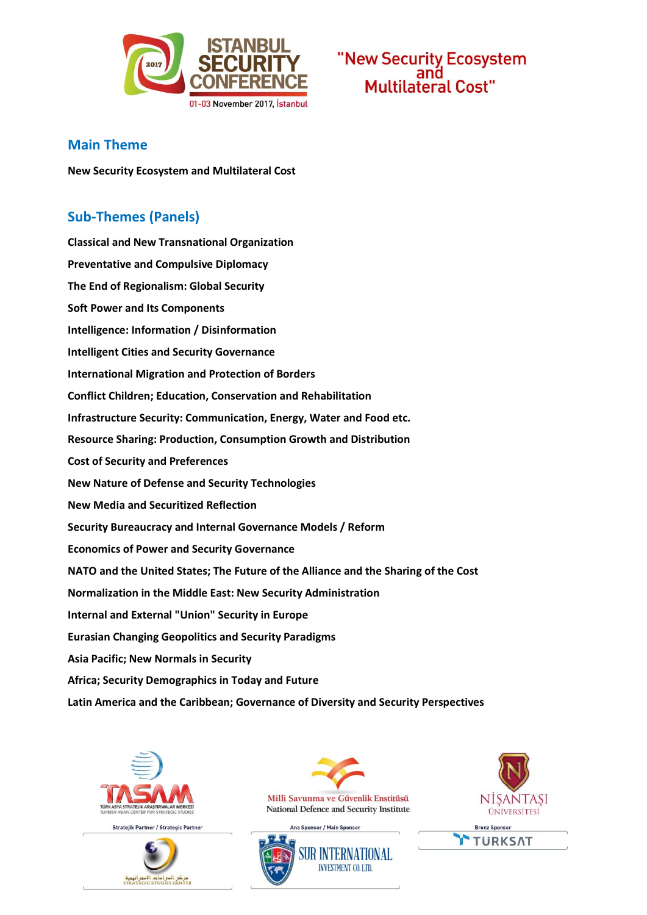ISTANBUL SECURITY CONFERENCE

01-03 November 2017, İstanbul

"New Security Ecosystem and Multilateral Cost"

## Main Theme

**New Security Ecosystem and Multilateral Cost**

## Sub-Themes (Panels)

**Classical and New Transnational Organization**

**Preventative and Compulsive Diplomacy**

**The End of Regionalism: Global Security**

**Soft Power and Its Components**

**Intelligence: Information / Disinformation**

**Intelligent Cities and Security Governance**

**International Migration and Protection of Borders**

**Conflict Children; Education, Conservation and Rehabilitation**

**Infrastructure Security: Communication, Energy, Water and Food etc.**

**Resource Sharing: Production, Consumption Growth and Distribution**

**Cost of Security and Preferences**

**New Nature of Defense and Security Technologies**

**New Media and Securitized Reflection**

**Security Bureaucracy and Internal Governance Models / Reform**

**Economics of Power and Security Governance**

**NATO and the United States; The Future of the Alliance and the Sharing of the Cost**

**Normalization in the Middle East: New Security Administration**

**Internal and External "Union" Security in Europe**

**Eurasian Changing Geopolitics and Security Paradigms**

**Asia Pacific; New Normals in Security**

**Africa; Security Demographics in Today and Future**

**Latin America and the Caribbean; Governance of Diversity and Security Perspectives**

TASAM
TÜRK ASYA STRATEJİK ARAŞTIRMALAR MERKEZİ
TURKISH ASIAN CENTER FOR STRATEGIC STUDIES

Milli Savunma ve Güvenlik Enstitüsü
National Defence and Security Institute

NİŞANTAŞI ÜNİVERSİTESİ

Stratejik Partner / Strategic Partner

مركز الدراسات الاستراتيجية
STRATEGIC STUDIES CENTER

Ana Sponsor / Main Sponsor

SUR INTERNATIONAL INVESTMENT CO. LTD.

Bronz Sponsor

TÜRKSAT